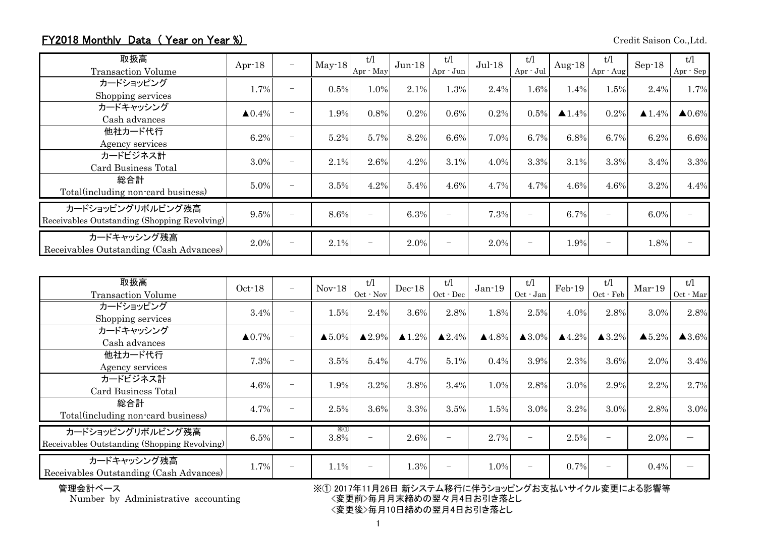## FY2018 Monthly Data ( Year on Year %)

Credit Saison Co.,Ltd.

| 取扱高<br>Transaction Volume | Apr-18 | － | May-18 | t/l<br>Apr - May | Jun-18 | t/l<br>Apr - Jun | Jul-18 | t/l<br>Apr - Jul | Aug-18 | t/l<br>Apr - Aug | Sep-18 | t/l<br>Apr - Sep |
|---|---|---|---|---|---|---|---|---|---|---|---|---|
| カードショッピング<br>Shopping services | 1.7% | － | 0.5% | 1.0% | 2.1% | 1.3% | 2.4% | 1.6% | 1.4% | 1.5% | 2.4% | 1.7% |
| カードキャッシング<br>Cash advances | ▲0.4% | － | 1.9% | 0.8% | 0.2% | 0.6% | 0.2% | 0.5% | ▲1.4% | 0.2% | ▲1.4% | ▲0.6% |
| 他社カード代行<br>Agency services | 6.2% | － | 5.2% | 5.7% | 8.2% | 6.6% | 7.0% | 6.7% | 6.8% | 6.7% | 6.2% | 6.6% |
| カードビジネス計<br>Card Business Total | 3.0% | － | 2.1% | 2.6% | 4.2% | 3.1% | 4.0% | 3.3% | 3.1% | 3.3% | 3.4% | 3.3% |
| 総合計<br>Total(including non-card business) | 5.0% | － | 3.5% | 4.2% | 5.4% | 4.6% | 4.7% | 4.7% | 4.6% | 4.6% | 3.2% | 4.4% |
| カードショッピングリボルビング残高<br>Receivables Outstanding (Shopping Revolving) | 9.5% | － | 8.6% | － | 6.3% | － | 7.3% | － | 6.7% | － | 6.0% | － |
| カードキャッシング残高<br>Receivables Outstanding (Cash Advances) | 2.0% | － | 2.1% | － | 2.0% | － | 2.0% | － | 1.9% | － | 1.8% | － |

| 取扱高<br>Transaction Volume | Oct-18 | － | Nov-18 | t/l<br>Oct - Nov | Dec-18 | t/l<br>Oct - Dec | Jan-19 | t/l<br>Oct - Jan | Feb-19 | t/l<br>Oct - Feb | Mar-19 | t/l<br>Oct - Mar |
|---|---|---|---|---|---|---|---|---|---|---|---|---|
| カードショッピング<br>Shopping services | 3.4% | － | 1.5% | 2.4% | 3.6% | 2.8% | 1.8% | 2.5% | 4.0% | 2.8% | 3.0% | 2.8% |
| カードキャッシング<br>Cash advances | ▲0.7% | － | ▲5.0% | ▲2.9% | ▲1.2% | ▲2.4% | ▲4.8% | ▲3.0% | ▲4.2% | ▲3.2% | ▲5.2% | ▲3.6% |
| 他社カード代行<br>Agency services | 7.3% | － | 3.5% | 5.4% | 4.7% | 5.1% | 0.4% | 3.9% | 2.3% | 3.6% | 2.0% | 3.4% |
| カードビジネス計<br>Card Business Total | 4.6% | － | 1.9% | 3.2% | 3.8% | 3.4% | 1.0% | 2.8% | 3.0% | 2.9% | 2.2% | 2.7% |
| 総合計<br>Total(including non-card business) | 4.7% | － | 2.5% | 3.6% | 3.3% | 3.5% | 1.5% | 3.0% | 3.2% | 3.0% | 2.8% | 3.0% |
| カードショッピングリボルビング残高<br>Receivables Outstanding (Shopping Revolving) | 6.5% | － | ※①<br>3.8% | － | 2.6% | － | 2.7% | － | 2.5% | － | 2.0% | － |
| カードキャッシング残高<br>Receivables Outstanding (Cash Advances) | 1.7% | － | 1.1% | － | 1.3% | － | 1.0% | － | 0.7% | － | 0.4% | － |

管理会計ベース
Number by Administrative accounting

※① 2017年11月26日 新システム移行に伴うショッピングお支払いサイクル変更による影響等
<変更前>毎月月末締めの翌々月4日お引き落とし
<変更後>毎月10日締めの翌月4日お引き落とし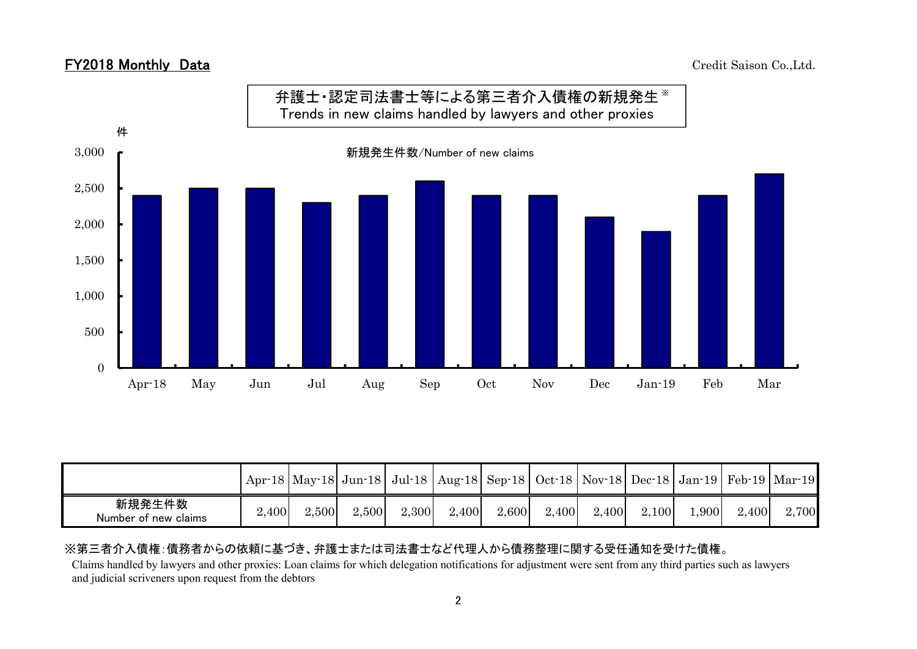**FY2018 Monthly Data**

Credit Saison Co.,Ltd.

## 弁護士・認定司法書士等による第三者介入債権の新規発生※
## Trends in new claims handled by lawyers and other proxies

件

新規発生件数/Number of new claims

3,000
2,500
2,000
1,500
1,000
500
0

Apr-18 May Jun Jul Aug Sep Oct Nov Dec Jan-19 Feb Mar

| | Apr-18 | May-18 | Jun-18 | Jul-18 | Aug-18 | Sep-18 | Oct-18 | Nov-18 | Dec-18 | Jan-19 | Feb-19 | Mar-19 |
|---|---|---|---|---|---|---|---|---|---|---|---|---|
| 新規発生件数<br>Number of new claims | 2,400 | 2,500 | 2,500 | 2,300 | 2,400 | 2,600 | 2,400 | 2,400 | 2,100 | 1,900 | 2,400 | 2,700 |

※第三者介入債権：債務者からの依頼に基づき、弁護士または司法書士など代理人から債務整理に関する受任通知を受けた債権。

Claims handled by lawyers and other proxies: Loan claims for which delegation notifications for adjustment were sent from any third parties such as lawyers and judicial scriveners upon request from the debtors